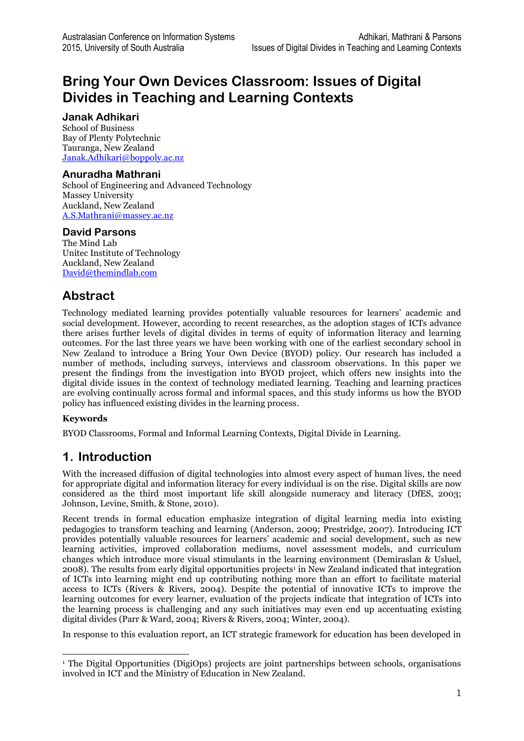# Bring Your Own Devices Classroom: Issues of Digital Divides in Teaching and Learning Contexts

### Janak Adhikari

School of Business
Bay of Plenty Polytechnic
Tauranga, New Zealand
Janak.Adhikari@boppoly.ac.nz

### Anuradha Mathrani

School of Engineering and Advanced Technology
Massey University
Auckland, New Zealand
A.S.Mathrani@massey.ac.nz

### David Parsons

The Mind Lab
Unitec Institute of Technology
Auckland, New Zealand
David@themindlab.com

## Abstract

Technology mediated learning provides potentially valuable resources for learners' academic and social development. However, according to recent researches, as the adoption stages of ICTs advance there arises further levels of digital divides in terms of equity of information literacy and learning outcomes. For the last three years we have been working with one of the earliest secondary school in New Zealand to introduce a Bring Your Own Device (BYOD) policy. Our research has included a number of methods, including surveys, interviews and classroom observations. In this paper we present the findings from the investigation into BYOD project, which offers new insights into the digital divide issues in the context of technology mediated learning. Teaching and learning practices are evolving continually across formal and informal spaces, and this study informs us how the BYOD policy has influenced existing divides in the learning process.

**Keywords**

BYOD Classrooms, Formal and Informal Learning Contexts, Digital Divide in Learning.

## 1. Introduction

With the increased diffusion of digital technologies into almost every aspect of human lives, the need for appropriate digital and information literacy for every individual is on the rise. Digital skills are now considered as the third most important life skill alongside numeracy and literacy (DfES, 2003; Johnson, Levine, Smith, & Stone, 2010).

Recent trends in formal education emphasize integration of digital learning media into existing pedagogies to transform teaching and learning (Anderson, 2009; Prestridge, 2007). Introducing ICT provides potentially valuable resources for learners' academic and social development, such as new learning activities, improved collaboration mediums, novel assessment models, and curriculum changes which introduce more visual stimulants in the learning environment (Demiraslan & Usluel, 2008). The results from early digital opportunities projects[1] in New Zealand indicated that integration of ICTs into learning might end up contributing nothing more than an effort to facilitate material access to ICTs (Rivers & Rivers, 2004). Despite the potential of innovative ICTs to improve the learning outcomes for every learner, evaluation of the projects indicate that integration of ICTs into the learning process is challenging and any such initiatives may even end up accentuating existing digital divides (Parr & Ward, 2004; Rivers & Rivers, 2004; Winter, 2004).

In response to this evaluation report, an ICT strategic framework for education has been developed in

[1] The Digital Opportunities (DigiOps) projects are joint partnerships between schools, organisations involved in ICT and the Ministry of Education in New Zealand.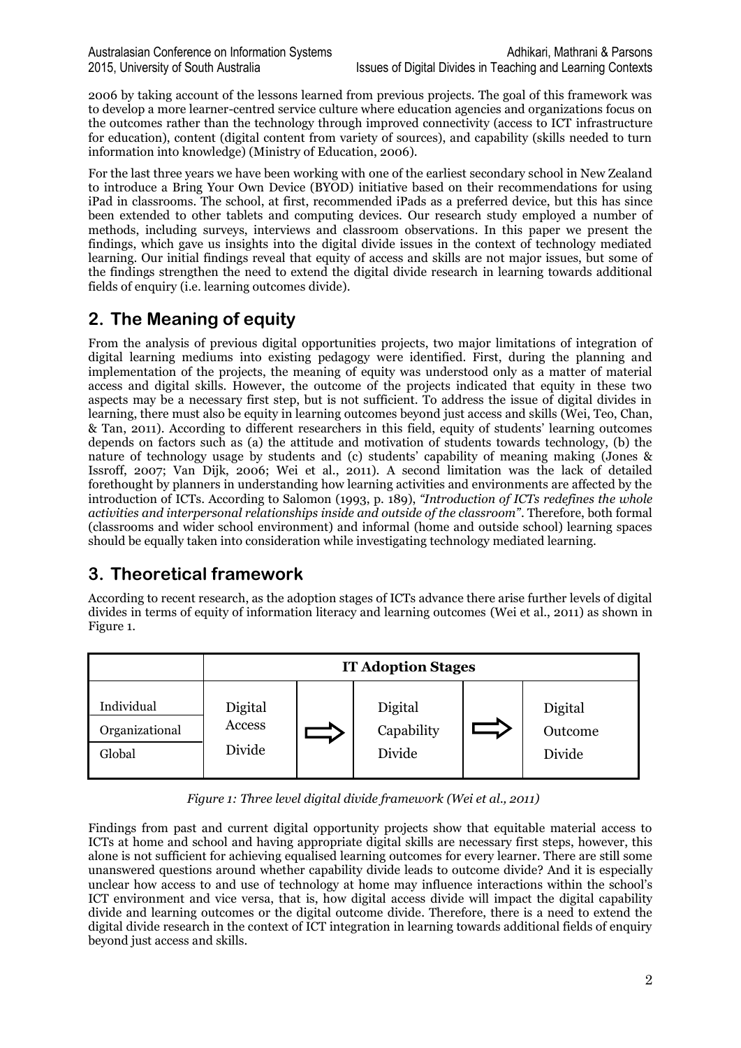2006 by taking account of the lessons learned from previous projects. The goal of this framework was to develop a more learner-centred service culture where education agencies and organizations focus on the outcomes rather than the technology through improved connectivity (access to ICT infrastructure for education), content (digital content from variety of sources), and capability (skills needed to turn information into knowledge) (Ministry of Education, 2006).

For the last three years we have been working with one of the earliest secondary school in New Zealand to introduce a Bring Your Own Device (BYOD) initiative based on their recommendations for using iPad in classrooms. The school, at first, recommended iPads as a preferred device, but this has since been extended to other tablets and computing devices. Our research study employed a number of methods, including surveys, interviews and classroom observations. In this paper we present the findings, which gave us insights into the digital divide issues in the context of technology mediated learning. Our initial findings reveal that equity of access and skills are not major issues, but some of the findings strengthen the need to extend the digital divide research in learning towards additional fields of enquiry (i.e. learning outcomes divide).

## 2. The Meaning of equity

From the analysis of previous digital opportunities projects, two major limitations of integration of digital learning mediums into existing pedagogy were identified. First, during the planning and implementation of the projects, the meaning of equity was understood only as a matter of material access and digital skills. However, the outcome of the projects indicated that equity in these two aspects may be a necessary first step, but is not sufficient. To address the issue of digital divides in learning, there must also be equity in learning outcomes beyond just access and skills (Wei, Teo, Chan, & Tan, 2011). According to different researchers in this field, equity of students' learning outcomes depends on factors such as (a) the attitude and motivation of students towards technology, (b) the nature of technology usage by students and (c) students' capability of meaning making (Jones & Issroff, 2007; Van Dijk, 2006; Wei et al., 2011). A second limitation was the lack of detailed forethought by planners in understanding how learning activities and environments are affected by the introduction of ICTs. According to Salomon (1993, p. 189), *"Introduction of ICTs redefines the whole activities and interpersonal relationships inside and outside of the classroom"*. Therefore, both formal (classrooms and wider school environment) and informal (home and outside school) learning spaces should be equally taken into consideration while investigating technology mediated learning.

## 3. Theoretical framework

According to recent research, as the adoption stages of ICTs advance there arise further levels of digital divides in terms of equity of information literacy and learning outcomes (Wei et al., 2011) as shown in Figure 1.

| | **IT Adoption Stages** | | | | |
|---|---|---|---|---|---|
| Individual<br>Organizational<br>Global | Digital Access Divide | ⇨ | Digital Capability Divide | ⇨ | Digital Outcome Divide |

*Figure 1: Three level digital divide framework (Wei et al., 2011)*

Findings from past and current digital opportunity projects show that equitable material access to ICTs at home and school and having appropriate digital skills are necessary first steps, however, this alone is not sufficient for achieving equalised learning outcomes for every learner. There are still some unanswered questions around whether capability divide leads to outcome divide? And it is especially unclear how access to and use of technology at home may influence interactions within the school's ICT environment and vice versa, that is, how digital access divide will impact the digital capability divide and learning outcomes or the digital outcome divide. Therefore, there is a need to extend the digital divide research in the context of ICT integration in learning towards additional fields of enquiry beyond just access and skills.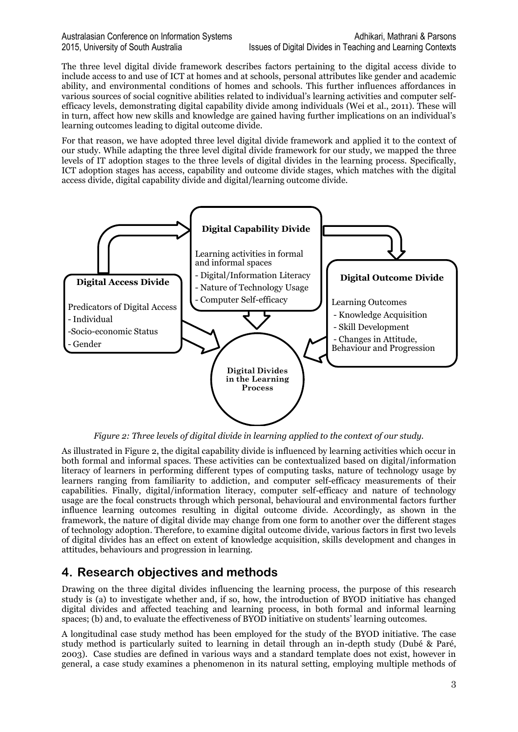The three level digital divide framework describes factors pertaining to the digital access divide to include access to and use of ICT at homes and at schools, personal attributes like gender and academic ability, and environmental conditions of homes and schools. This further influences affordances in various sources of social cognitive abilities related to individual's learning activities and computer self-efficacy levels, demonstrating digital capability divide among individuals (Wei et al., 2011). These will in turn, affect how new skills and knowledge are gained having further implications on an individual's learning outcomes leading to digital outcome divide.

For that reason, we have adopted three level digital divide framework and applied it to the context of our study. While adapting the three level digital divide framework for our study, we mapped the three levels of IT adoption stages to the three levels of digital divides in the learning process. Specifically, ICT adoption stages has access, capability and outcome divide stages, which matches with the digital access divide, digital capability divide and digital/learning outcome divide.

**Digital Access Divide**

Predicators of Digital Access
- Individual
- Socio-economic Status
- Gender

**Digital Capability Divide**

Learning activities in formal and informal spaces
- Digital/Information Literacy
- Nature of Technology Usage
- Computer Self-efficacy

**Digital Outcome Divide**

Learning Outcomes
- Knowledge Acquisition
- Skill Development
- Changes in Attitude, Behaviour and Progression

**Digital Divides in the Learning Process**

*Figure 2: Three levels of digital divide in learning applied to the context of our study.*

As illustrated in Figure 2, the digital capability divide is influenced by learning activities which occur in both formal and informal spaces. These activities can be contextualized based on digital/information literacy of learners in performing different types of computing tasks, nature of technology usage by learners ranging from familiarity to addiction, and computer self-efficacy measurements of their capabilities. Finally, digital/information literacy, computer self-efficacy and nature of technology usage are the focal constructs through which personal, behavioural and environmental factors further influence learning outcomes resulting in digital outcome divide. Accordingly, as shown in the framework, the nature of digital divide may change from one form to another over the different stages of technology adoption. Therefore, to examine digital outcome divide, various factors in first two levels of digital divides has an effect on extent of knowledge acquisition, skills development and changes in attitudes, behaviours and progression in learning.

## 4. Research objectives and methods

Drawing on the three digital divides influencing the learning process, the purpose of this research study is (a) to investigate whether and, if so, how, the introduction of BYOD initiative has changed digital divides and affected teaching and learning process, in both formal and informal learning spaces; (b) and, to evaluate the effectiveness of BYOD initiative on students' learning outcomes.

A longitudinal case study method has been employed for the study of the BYOD initiative. The case study method is particularly suited to learning in detail through an in-depth study (Dubé & Paré, 2003). Case studies are defined in various ways and a standard template does not exist, however in general, a case study examines a phenomenon in its natural setting, employing multiple methods of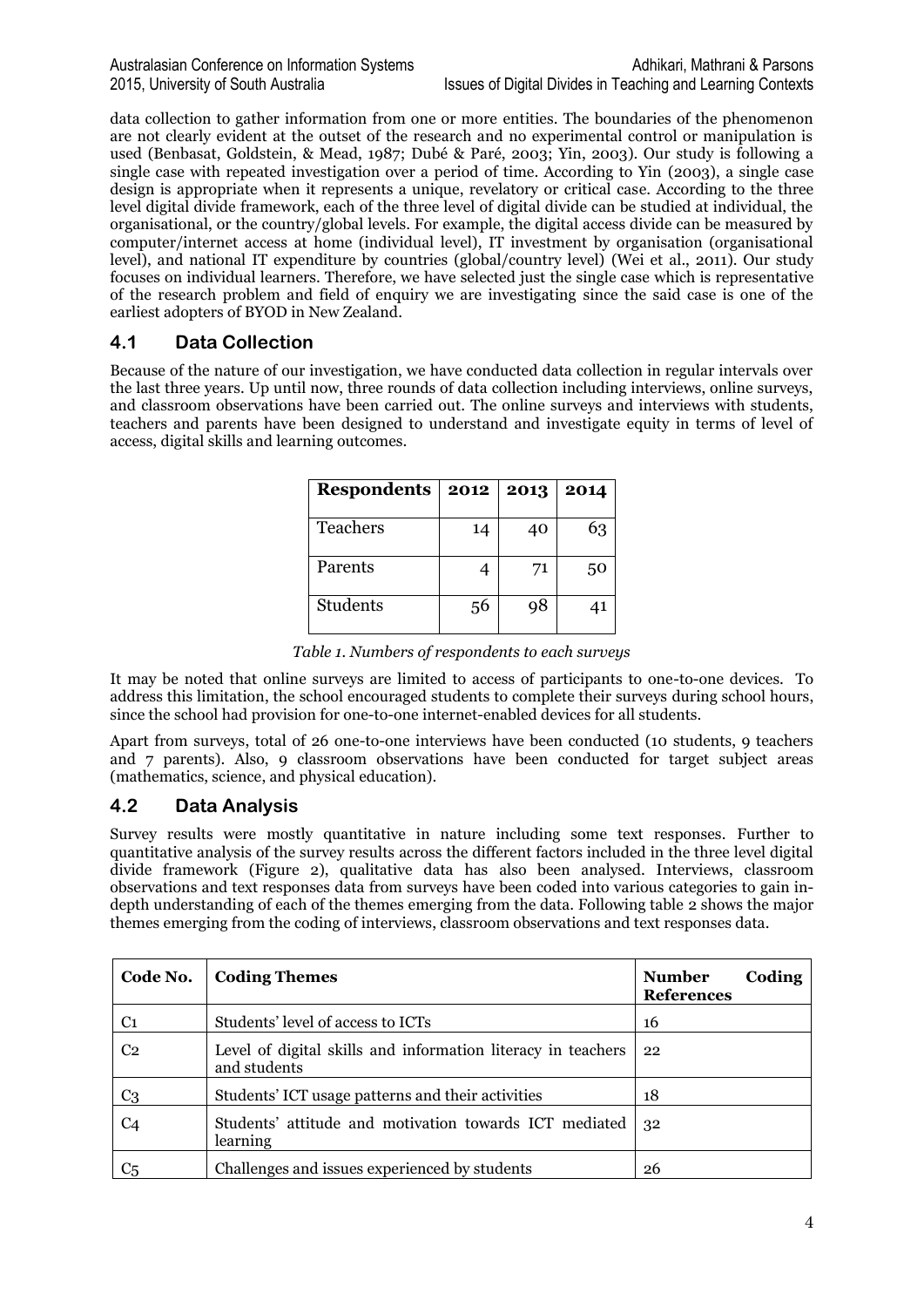data collection to gather information from one or more entities. The boundaries of the phenomenon are not clearly evident at the outset of the research and no experimental control or manipulation is used (Benbasat, Goldstein, & Mead, 1987; Dubé & Paré, 2003; Yin, 2003). Our study is following a single case with repeated investigation over a period of time. According to Yin (2003), a single case design is appropriate when it represents a unique, revelatory or critical case. According to the three level digital divide framework, each of the three level of digital divide can be studied at individual, the organisational, or the country/global levels. For example, the digital access divide can be measured by computer/internet access at home (individual level), IT investment by organisation (organisational level), and national IT expenditure by countries (global/country level) (Wei et al., 2011). Our study focuses on individual learners. Therefore, we have selected just the single case which is representative of the research problem and field of enquiry we are investigating since the said case is one of the earliest adopters of BYOD in New Zealand.

## 4.1 Data Collection

Because of the nature of our investigation, we have conducted data collection in regular intervals over the last three years. Up until now, three rounds of data collection including interviews, online surveys, and classroom observations have been carried out. The online surveys and interviews with students, teachers and parents have been designed to understand and investigate equity in terms of level of access, digital skills and learning outcomes.

| Respondents | 2012 | 2013 | 2014 |
|---|---|---|---|
| Teachers | 14 | 40 | 63 |
| Parents | 4 | 71 | 50 |
| Students | 56 | 98 | 41 |

*Table 1. Numbers of respondents to each surveys*

It may be noted that online surveys are limited to access of participants to one-to-one devices. To address this limitation, the school encouraged students to complete their surveys during school hours, since the school had provision for one-to-one internet-enabled devices for all students.

Apart from surveys, total of 26 one-to-one interviews have been conducted (10 students, 9 teachers and 7 parents). Also, 9 classroom observations have been conducted for target subject areas (mathematics, science, and physical education).

## 4.2 Data Analysis

Survey results were mostly quantitative in nature including some text responses. Further to quantitative analysis of the survey results across the different factors included in the three level digital divide framework (Figure 2), qualitative data has also been analysed. Interviews, classroom observations and text responses data from surveys have been coded into various categories to gain in-depth understanding of each of the themes emerging from the data. Following table 2 shows the major themes emerging from the coding of interviews, classroom observations and text responses data.

| Code No. | Coding Themes | Number Coding References |
|---|---|---|
| C1 | Students' level of access to ICTs | 16 |
| C2 | Level of digital skills and information literacy in teachers and students | 22 |
| C3 | Students' ICT usage patterns and their activities | 18 |
| C4 | Students' attitude and motivation towards ICT mediated learning | 32 |
| C5 | Challenges and issues experienced by students | 26 |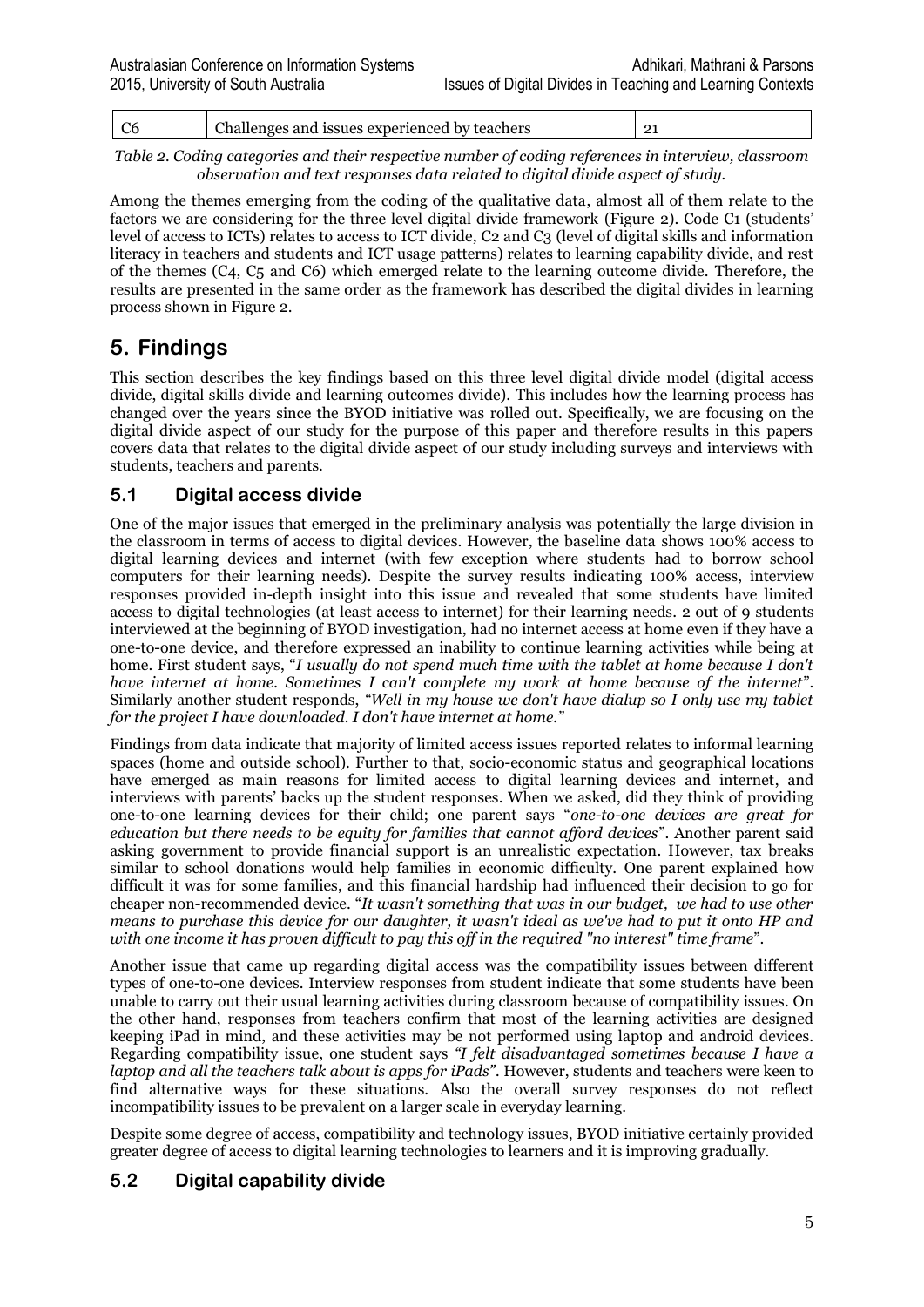| C6 | Challenges and issues experienced by teachers | 21 |
| --- | --- | --- |

*Table 2. Coding categories and their respective number of coding references in interview, classroom observation and text responses data related to digital divide aspect of study.*

Among the themes emerging from the coding of the qualitative data, almost all of them relate to the factors we are considering for the three level digital divide framework (Figure 2). Code C1 (students' level of access to ICTs) relates to access to ICT divide, C2 and C3 (level of digital skills and information literacy in teachers and students and ICT usage patterns) relates to learning capability divide, and rest of the themes (C4, C5 and C6) which emerged relate to the learning outcome divide. Therefore, the results are presented in the same order as the framework has described the digital divides in learning process shown in Figure 2.

# 5. Findings

This section describes the key findings based on this three level digital divide model (digital access divide, digital skills divide and learning outcomes divide). This includes how the learning process has changed over the years since the BYOD initiative was rolled out. Specifically, we are focusing on the digital divide aspect of our study for the purpose of this paper and therefore results in this papers covers data that relates to the digital divide aspect of our study including surveys and interviews with students, teachers and parents.

## 5.1 Digital access divide

One of the major issues that emerged in the preliminary analysis was potentially the large division in the classroom in terms of access to digital devices. However, the baseline data shows 100% access to digital learning devices and internet (with few exception where students had to borrow school computers for their learning needs). Despite the survey results indicating 100% access, interview responses provided in-depth insight into this issue and revealed that some students have limited access to digital technologies (at least access to internet) for their learning needs. 2 out of 9 students interviewed at the beginning of BYOD investigation, had no internet access at home even if they have a one-to-one device, and therefore expressed an inability to continue learning activities while being at home. First student says, "*I usually do not spend much time with the tablet at home because I don't have internet at home. Sometimes I can't complete my work at home because of the internet*". Similarly another student responds, *"Well in my house we don't have dialup so I only use my tablet for the project I have downloaded. I don't have internet at home."*

Findings from data indicate that majority of limited access issues reported relates to informal learning spaces (home and outside school). Further to that, socio-economic status and geographical locations have emerged as main reasons for limited access to digital learning devices and internet, and interviews with parents' backs up the student responses. When we asked, did they think of providing one-to-one learning devices for their child; one parent says "*one-to-one devices are great for education but there needs to be equity for families that cannot afford devices*". Another parent said asking government to provide financial support is an unrealistic expectation. However, tax breaks similar to school donations would help families in economic difficulty. One parent explained how difficult it was for some families, and this financial hardship had influenced their decision to go for cheaper non-recommended device. "*It wasn't something that was in our budget, we had to use other means to purchase this device for our daughter, it wasn't ideal as we've had to put it onto HP and with one income it has proven difficult to pay this off in the required "no interest" time frame*".

Another issue that came up regarding digital access was the compatibility issues between different types of one-to-one devices. Interview responses from student indicate that some students have been unable to carry out their usual learning activities during classroom because of compatibility issues. On the other hand, responses from teachers confirm that most of the learning activities are designed keeping iPad in mind, and these activities may be not performed using laptop and android devices. Regarding compatibility issue, one student says *"I felt disadvantaged sometimes because I have a laptop and all the teachers talk about is apps for iPads"*. However, students and teachers were keen to find alternative ways for these situations. Also the overall survey responses do not reflect incompatibility issues to be prevalent on a larger scale in everyday learning.

Despite some degree of access, compatibility and technology issues, BYOD initiative certainly provided greater degree of access to digital learning technologies to learners and it is improving gradually.

## 5.2 Digital capability divide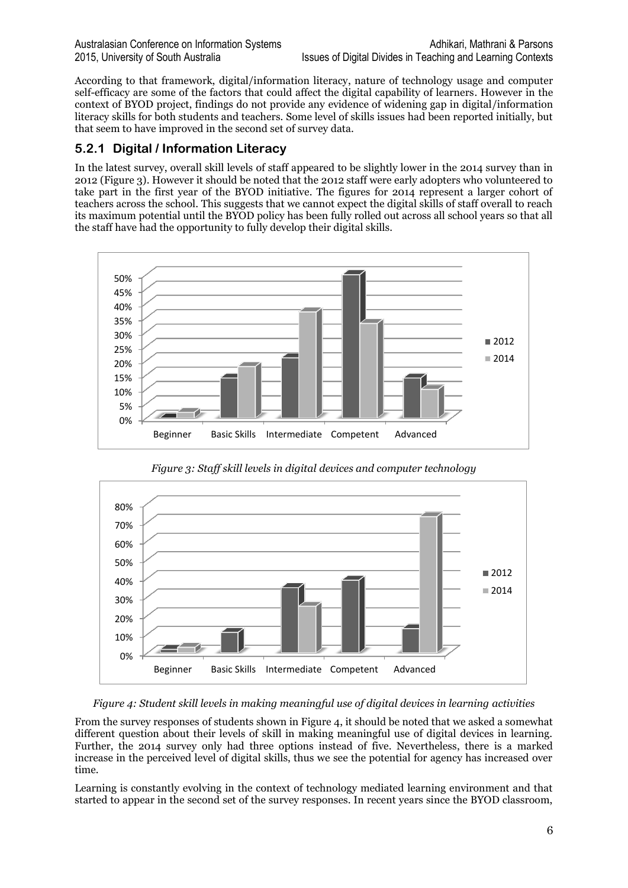According to that framework, digital/information literacy, nature of technology usage and computer self-efficacy are some of the factors that could affect the digital capability of learners. However in the context of BYOD project, findings do not provide any evidence of widening gap in digital/information literacy skills for both students and teachers. Some level of skills issues had been reported initially, but that seem to have improved in the second set of survey data.

### 5.2.1 Digital / Information Literacy

In the latest survey, overall skill levels of staff appeared to be slightly lower in the 2014 survey than in 2012 (Figure 3). However it should be noted that the 2012 staff were early adopters who volunteered to take part in the first year of the BYOD initiative. The figures for 2014 represent a larger cohort of teachers across the school. This suggests that we cannot expect the digital skills of staff overall to reach its maximum potential until the BYOD policy has been fully rolled out across all school years so that all the staff have had the opportunity to fully develop their digital skills.

*Figure 3: Staff skill levels in digital devices and computer technology*

*Figure 4: Student skill levels in making meaningful use of digital devices in learning activities*

From the survey responses of students shown in Figure 4, it should be noted that we asked a somewhat different question about their levels of skill in making meaningful use of digital devices in learning. Further, the 2014 survey only had three options instead of five. Nevertheless, there is a marked increase in the perceived level of digital skills, thus we see the potential for agency has increased over time.

Learning is constantly evolving in the context of technology mediated learning environment and that started to appear in the second set of the survey responses. In recent years since the BYOD classroom,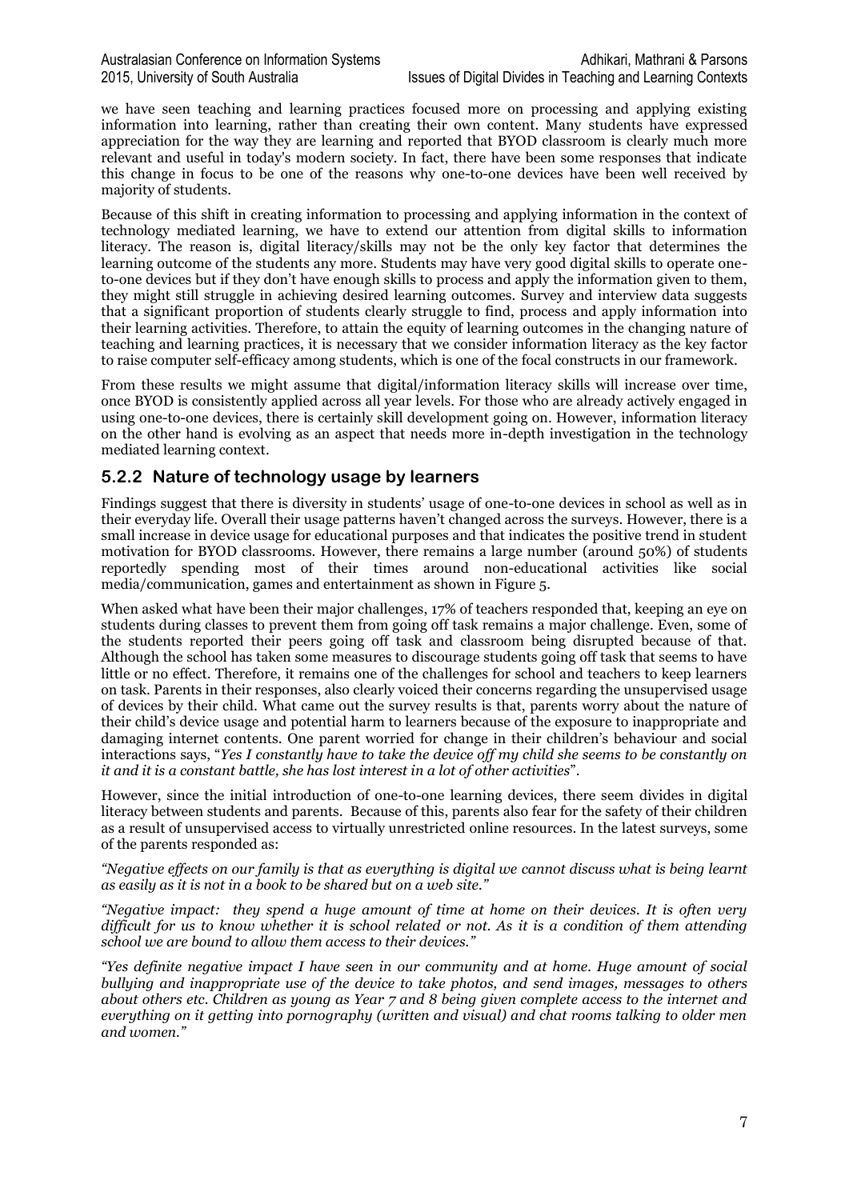we have seen teaching and learning practices focused more on processing and applying existing information into learning, rather than creating their own content. Many students have expressed appreciation for the way they are learning and reported that BYOD classroom is clearly much more relevant and useful in today's modern society. In fact, there have been some responses that indicate this change in focus to be one of the reasons why one-to-one devices have been well received by majority of students.

Because of this shift in creating information to processing and applying information in the context of technology mediated learning, we have to extend our attention from digital skills to information literacy. The reason is, digital literacy/skills may not be the only key factor that determines the learning outcome of the students any more. Students may have very good digital skills to operate one-to-one devices but if they don't have enough skills to process and apply the information given to them, they might still struggle in achieving desired learning outcomes. Survey and interview data suggests that a significant proportion of students clearly struggle to find, process and apply information into their learning activities. Therefore, to attain the equity of learning outcomes in the changing nature of teaching and learning practices, it is necessary that we consider information literacy as the key factor to raise computer self-efficacy among students, which is one of the focal constructs in our framework.

From these results we might assume that digital/information literacy skills will increase over time, once BYOD is consistently applied across all year levels. For those who are already actively engaged in using one-to-one devices, there is certainly skill development going on. However, information literacy on the other hand is evolving as an aspect that needs more in-depth investigation in the technology mediated learning context.

### 5.2.2 Nature of technology usage by learners

Findings suggest that there is diversity in students' usage of one-to-one devices in school as well as in their everyday life. Overall their usage patterns haven't changed across the surveys. However, there is a small increase in device usage for educational purposes and that indicates the positive trend in student motivation for BYOD classrooms. However, there remains a large number (around 50%) of students reportedly spending most of their times around non-educational activities like social media/communication, games and entertainment as shown in Figure 5.

When asked what have been their major challenges, 17% of teachers responded that, keeping an eye on students during classes to prevent them from going off task remains a major challenge. Even, some of the students reported their peers going off task and classroom being disrupted because of that. Although the school has taken some measures to discourage students going off task that seems to have little or no effect. Therefore, it remains one of the challenges for school and teachers to keep learners on task. Parents in their responses, also clearly voiced their concerns regarding the unsupervised usage of devices by their child. What came out the survey results is that, parents worry about the nature of their child's device usage and potential harm to learners because of the exposure to inappropriate and damaging internet contents. One parent worried for change in their children's behaviour and social interactions says, "*Yes I constantly have to take the device off my child she seems to be constantly on it and it is a constant battle, she has lost interest in a lot of other activities*".

However, since the initial introduction of one-to-one learning devices, there seem divides in digital literacy between students and parents. Because of this, parents also fear for the safety of their children as a result of unsupervised access to virtually unrestricted online resources. In the latest surveys, some of the parents responded as:

*"Negative effects on our family is that as everything is digital we cannot discuss what is being learnt as easily as it is not in a book to be shared but on a web site."*

*"Negative impact: they spend a huge amount of time at home on their devices. It is often very difficult for us to know whether it is school related or not. As it is a condition of them attending school we are bound to allow them access to their devices."*

*"Yes definite negative impact I have seen in our community and at home. Huge amount of social bullying and inappropriate use of the device to take photos, and send images, messages to others about others etc. Children as young as Year 7 and 8 being given complete access to the internet and everything on it getting into pornography (written and visual) and chat rooms talking to older men and women."*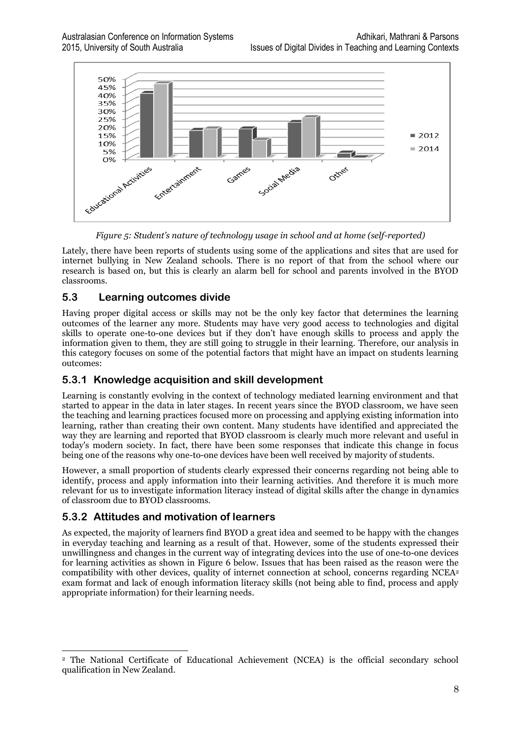*Figure 5: Student's nature of technology usage in school and at home (self-reported)*

Lately, there have been reports of students using some of the applications and sites that are used for internet bullying in New Zealand schools. There is no report of that from the school where our research is based on, but this is clearly an alarm bell for school and parents involved in the BYOD classrooms.

## 5.3 Learning outcomes divide

Having proper digital access or skills may not be the only key factor that determines the learning outcomes of the learner any more. Students may have very good access to technologies and digital skills to operate one-to-one devices but if they don't have enough skills to process and apply the information given to them, they are still going to struggle in their learning. Therefore, our analysis in this category focuses on some of the potential factors that might have an impact on students learning outcomes:

### 5.3.1 Knowledge acquisition and skill development

Learning is constantly evolving in the context of technology mediated learning environment and that started to appear in the data in later stages. In recent years since the BYOD classroom, we have seen the teaching and learning practices focused more on processing and applying existing information into learning, rather than creating their own content. Many students have identified and appreciated the way they are learning and reported that BYOD classroom is clearly much more relevant and useful in today's modern society. In fact, there have been some responses that indicate this change in focus being one of the reasons why one-to-one devices have been well received by majority of students.

However, a small proportion of students clearly expressed their concerns regarding not being able to identify, process and apply information into their learning activities. And therefore it is much more relevant for us to investigate information literacy instead of digital skills after the change in dynamics of classroom due to BYOD classrooms.

### 5.3.2 Attitudes and motivation of learners

As expected, the majority of learners find BYOD a great idea and seemed to be happy with the changes in everyday teaching and learning as a result of that. However, some of the students expressed their unwillingness and changes in the current way of integrating devices into the use of one-to-one devices for learning activities as shown in Figure 6 below. Issues that has been raised as the reason were the compatibility with other devices, quality of internet connection at school, concerns regarding NCEA[2] exam format and lack of enough information literacy skills (not being able to find, process and apply appropriate information) for their learning needs.

[2] The National Certificate of Educational Achievement (NCEA) is the official secondary school qualification in New Zealand.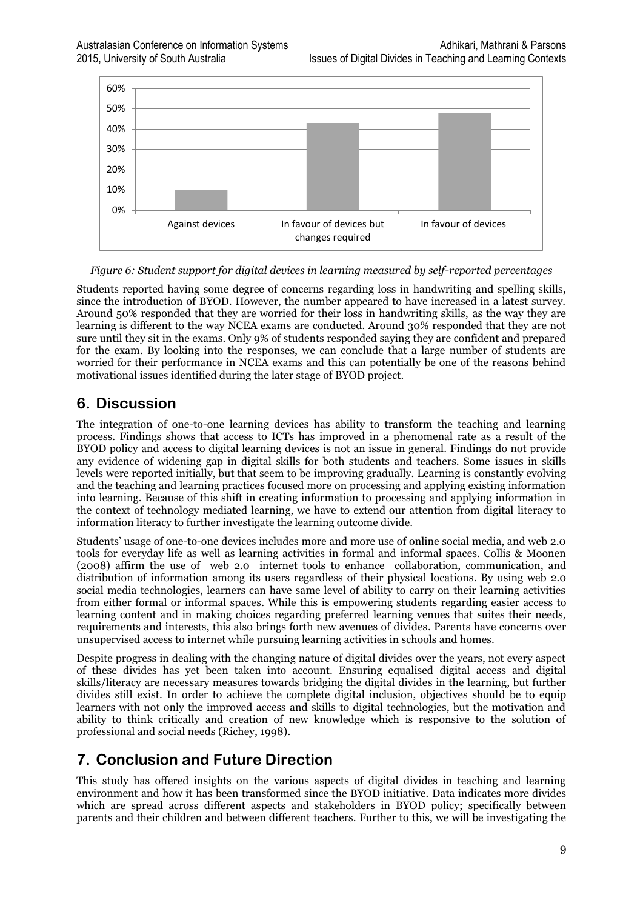*Figure 6: Student support for digital devices in learning measured by self-reported percentages*

Students reported having some degree of concerns regarding loss in handwriting and spelling skills, since the introduction of BYOD. However, the number appeared to have increased in a latest survey. Around 50% responded that they are worried for their loss in handwriting skills, as the way they are learning is different to the way NCEA exams are conducted. Around 30% responded that they are not sure until they sit in the exams. Only 9% of students responded saying they are confident and prepared for the exam. By looking into the responses, we can conclude that a large number of students are worried for their performance in NCEA exams and this can potentially be one of the reasons behind motivational issues identified during the later stage of BYOD project.

## 6. Discussion

The integration of one-to-one learning devices has ability to transform the teaching and learning process. Findings shows that access to ICTs has improved in a phenomenal rate as a result of the BYOD policy and access to digital learning devices is not an issue in general. Findings do not provide any evidence of widening gap in digital skills for both students and teachers. Some issues in skills levels were reported initially, but that seem to be improving gradually. Learning is constantly evolving and the teaching and learning practices focused more on processing and applying existing information into learning. Because of this shift in creating information to processing and applying information in the context of technology mediated learning, we have to extend our attention from digital literacy to information literacy to further investigate the learning outcome divide.

Students' usage of one-to-one devices includes more and more use of online social media, and web 2.0 tools for everyday life as well as learning activities in formal and informal spaces. Collis & Moonen (2008) affirm the use of web 2.0 internet tools to enhance collaboration, communication, and distribution of information among its users regardless of their physical locations. By using web 2.0 social media technologies, learners can have same level of ability to carry on their learning activities from either formal or informal spaces. While this is empowering students regarding easier access to learning content and in making choices regarding preferred learning venues that suites their needs, requirements and interests, this also brings forth new avenues of divides. Parents have concerns over unsupervised access to internet while pursuing learning activities in schools and homes.

Despite progress in dealing with the changing nature of digital divides over the years, not every aspect of these divides has yet been taken into account. Ensuring equalised digital access and digital skills/literacy are necessary measures towards bridging the digital divides in the learning, but further divides still exist. In order to achieve the complete digital inclusion, objectives should be to equip learners with not only the improved access and skills to digital technologies, but the motivation and ability to think critically and creation of new knowledge which is responsive to the solution of professional and social needs (Richey, 1998).

## 7. Conclusion and Future Direction

This study has offered insights on the various aspects of digital divides in teaching and learning environment and how it has been transformed since the BYOD initiative. Data indicates more divides which are spread across different aspects and stakeholders in BYOD policy; specifically between parents and their children and between different teachers. Further to this, we will be investigating the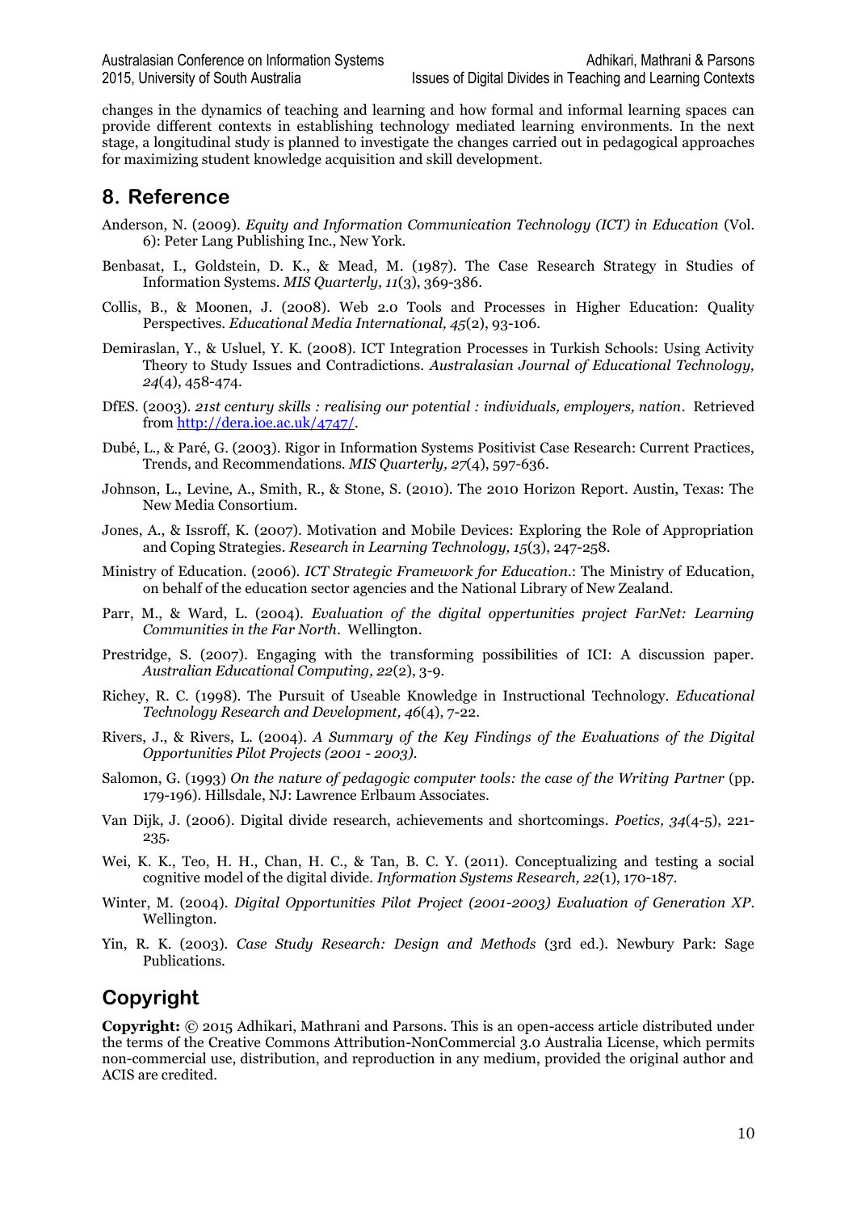changes in the dynamics of teaching and learning and how formal and informal learning spaces can provide different contexts in establishing technology mediated learning environments. In the next stage, a longitudinal study is planned to investigate the changes carried out in pedagogical approaches for maximizing student knowledge acquisition and skill development.

## 8. Reference

Anderson, N. (2009). *Equity and Information Communication Technology (ICT) in Education* (Vol. 6): Peter Lang Publishing Inc., New York.

Benbasat, I., Goldstein, D. K., & Mead, M. (1987). The Case Research Strategy in Studies of Information Systems. *MIS Quarterly, 11*(3), 369-386.

Collis, B., & Moonen, J. (2008). Web 2.0 Tools and Processes in Higher Education: Quality Perspectives. *Educational Media International, 45*(2), 93-106.

Demiraslan, Y., & Usluel, Y. K. (2008). ICT Integration Processes in Turkish Schools: Using Activity Theory to Study Issues and Contradictions. *Australasian Journal of Educational Technology, 24*(4), 458-474.

DfES. (2003). *21st century skills : realising our potential : individuals, employers, nation*. Retrieved from http://dera.ioe.ac.uk/4747/.

Dubé, L., & Paré, G. (2003). Rigor in Information Systems Positivist Case Research: Current Practices, Trends, and Recommendations. *MIS Quarterly, 27*(4), 597-636.

Johnson, L., Levine, A., Smith, R., & Stone, S. (2010). The 2010 Horizon Report. Austin, Texas: The New Media Consortium.

Jones, A., & Issroff, K. (2007). Motivation and Mobile Devices: Exploring the Role of Appropriation and Coping Strategies. *Research in Learning Technology, 15*(3), 247-258.

Ministry of Education. (2006). *ICT Strategic Framework for Education*.: The Ministry of Education, on behalf of the education sector agencies and the National Library of New Zealand.

Parr, M., & Ward, L. (2004). *Evaluation of the digital oppertunities project FarNet: Learning Communities in the Far North*. Wellington.

Prestridge, S. (2007). Engaging with the transforming possibilities of ICI: A discussion paper. *Australian Educational Computing, 22*(2), 3-9.

Richey, R. C. (1998). The Pursuit of Useable Knowledge in Instructional Technology. *Educational Technology Research and Development, 46*(4), 7-22.

Rivers, J., & Rivers, L. (2004). *A Summary of the Key Findings of the Evaluations of the Digital Opportunities Pilot Projects (2001 - 2003)*.

Salomon, G. (1993) *On the nature of pedagogic computer tools: the case of the Writing Partner* (pp. 179-196). Hillsdale, NJ: Lawrence Erlbaum Associates.

Van Dijk, J. (2006). Digital divide research, achievements and shortcomings. *Poetics, 34*(4-5), 221-235.

Wei, K. K., Teo, H. H., Chan, H. C., & Tan, B. C. Y. (2011). Conceptualizing and testing a social cognitive model of the digital divide. *Information Systems Research, 22*(1), 170-187.

Winter, M. (2004). *Digital Opportunities Pilot Project (2001-2003) Evaluation of Generation XP*. Wellington.

Yin, R. K. (2003). *Case Study Research: Design and Methods* (3rd ed.). Newbury Park: Sage Publications.

## Copyright

**Copyright:** © 2015 Adhikari, Mathrani and Parsons. This is an open-access article distributed under the terms of the Creative Commons Attribution-NonCommercial 3.0 Australia License, which permits non-commercial use, distribution, and reproduction in any medium, provided the original author and ACIS are credited.